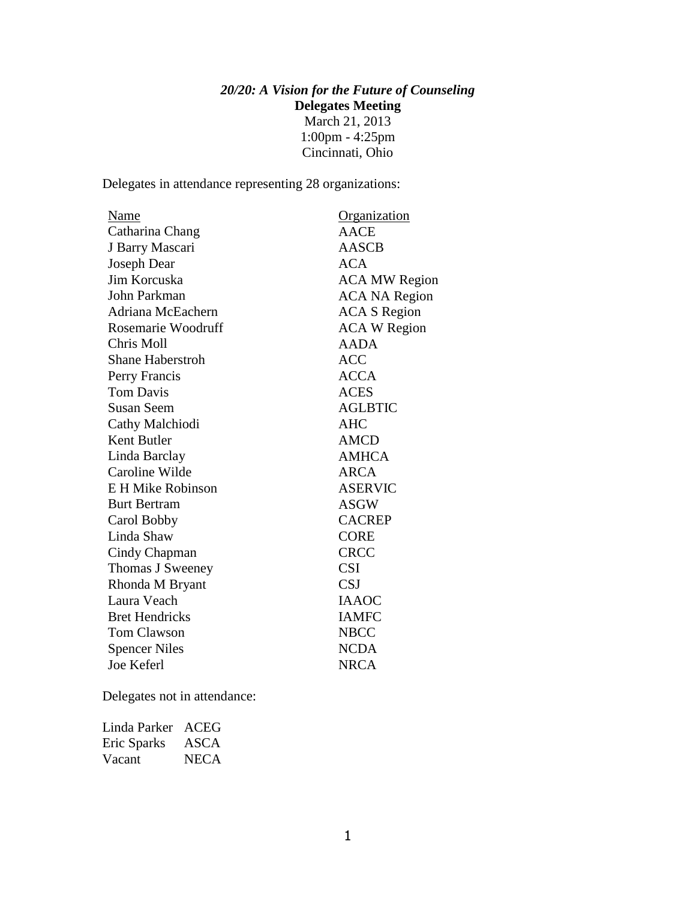***20/20: A Vision for the Future of Counseling***

**Delegates Meeting**

March 21, 2013

1:00pm - 4:25pm

Cincinnati, Ohio

Delegates in attendance representing 28 organizations:

| Name | Organization |
|---|---|
| Catharina Chang | AACE |
| J Barry Mascari | AASCB |
| Joseph Dear | ACA |
| Jim Korcuska | ACA MW Region |
| John Parkman | ACA NA Region |
| Adriana McEachern | ACA S Region |
| Rosemarie Woodruff | ACA W Region |
| Chris Moll | AADA |
| Shane Haberstroh | ACC |
| Perry Francis | ACCA |
| Tom Davis | ACES |
| Susan Seem | AGLBTIC |
| Cathy Malchiodi | AHC |
| Kent Butler | AMCD |
| Linda Barclay | AMHCA |
| Caroline Wilde | ARCA |
| E H Mike Robinson | ASERVIC |
| Burt Bertram | ASGW |
| Carol Bobby | CACREP |
| Linda Shaw | CORE |
| Cindy Chapman | CRCC |
| Thomas J Sweeney | CSI |
| Rhonda M Bryant | CSJ |
| Laura Veach | IAAOC |
| Bret Hendricks | IAMFC |
| Tom Clawson | NBCC |
| Spencer Niles | NCDA |
| Joe Keferl | NRCA |

Delegates not in attendance:

| | |
|---|---|
| Linda Parker | ACEG |
| Eric Sparks | ASCA |
| Vacant | NECA |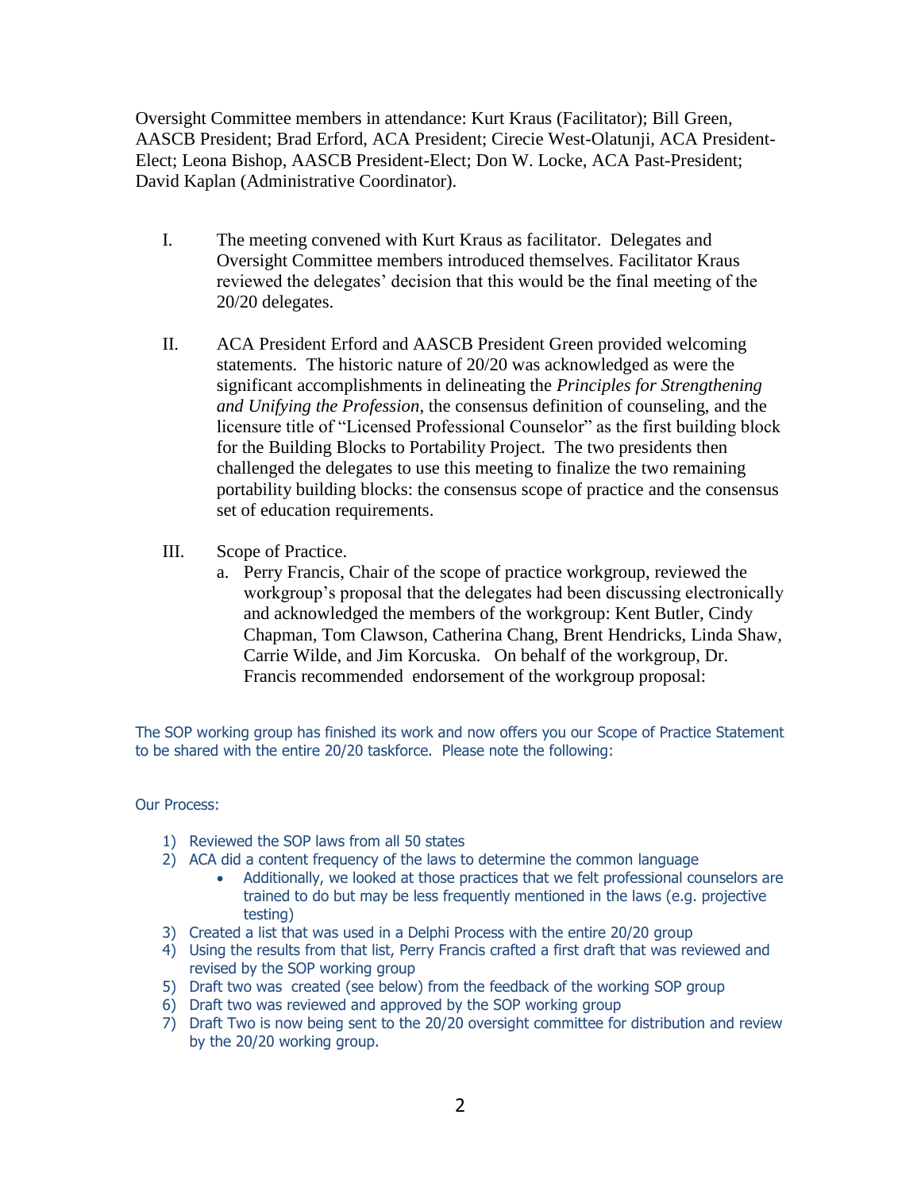Oversight Committee members in attendance: Kurt Kraus (Facilitator); Bill Green, AASCB President; Brad Erford, ACA President; Cirecie West-Olatunji, ACA President-Elect; Leona Bishop, AASCB President-Elect; Don W. Locke, ACA Past-President; David Kaplan (Administrative Coordinator).

I. The meeting convened with Kurt Kraus as facilitator. Delegates and Oversight Committee members introduced themselves. Facilitator Kraus reviewed the delegates' decision that this would be the final meeting of the 20/20 delegates.

II. ACA President Erford and AASCB President Green provided welcoming statements. The historic nature of 20/20 was acknowledged as were the significant accomplishments in delineating the *Principles for Strengthening and Unifying the Profession*, the consensus definition of counseling, and the licensure title of "Licensed Professional Counselor" as the first building block for the Building Blocks to Portability Project. The two presidents then challenged the delegates to use this meeting to finalize the two remaining portability building blocks: the consensus scope of practice and the consensus set of education requirements.

III. Scope of Practice.

   a. Perry Francis, Chair of the scope of practice workgroup, reviewed the workgroup's proposal that the delegates had been discussing electronically and acknowledged the members of the workgroup: Kent Butler, Cindy Chapman, Tom Clawson, Catherina Chang, Brent Hendricks, Linda Shaw, Carrie Wilde, and Jim Korcuska. On behalf of the workgroup, Dr. Francis recommended endorsement of the workgroup proposal:

The SOP working group has finished its work and now offers you our Scope of Practice Statement to be shared with the entire 20/20 taskforce. Please note the following:

Our Process:

1) Reviewed the SOP laws from all 50 states
2) ACA did a content frequency of the laws to determine the common language
   - Additionally, we looked at those practices that we felt professional counselors are trained to do but may be less frequently mentioned in the laws (e.g. projective testing)
3) Created a list that was used in a Delphi Process with the entire 20/20 group
4) Using the results from that list, Perry Francis crafted a first draft that was reviewed and revised by the SOP working group
5) Draft two was created (see below) from the feedback of the working SOP group
6) Draft two was reviewed and approved by the SOP working group
7) Draft Two is now being sent to the 20/20 oversight committee for distribution and review by the 20/20 working group.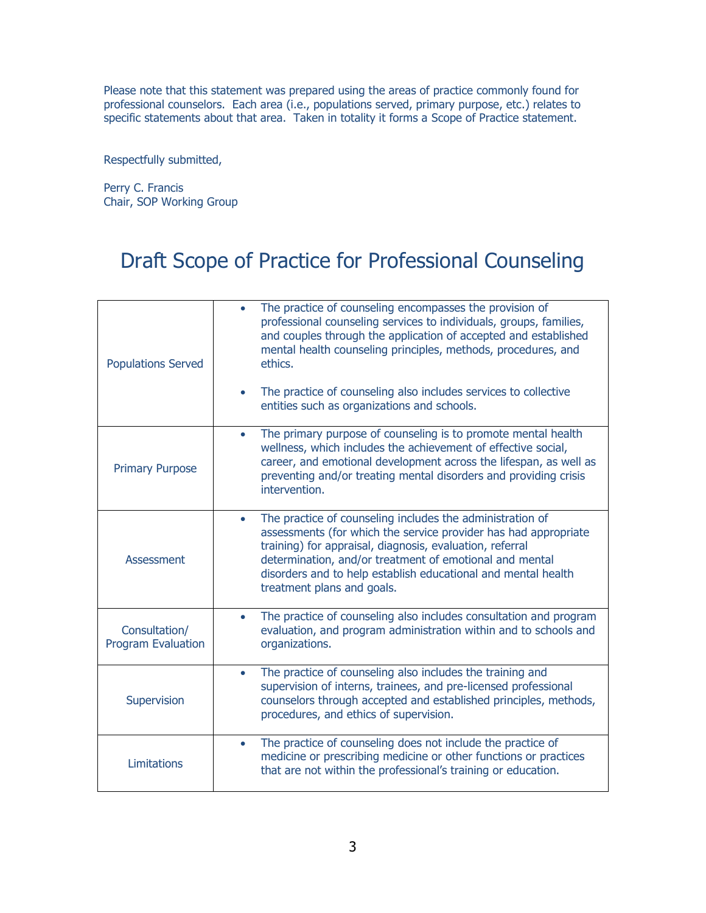Please note that this statement was prepared using the areas of practice commonly found for professional counselors. Each area (i.e., populations served, primary purpose, etc.) relates to specific statements about that area. Taken in totality it forms a Scope of Practice statement.

Respectfully submitted,

Perry C. Francis
Chair, SOP Working Group

# Draft Scope of Practice for Professional Counseling

| | |
|---|---|
| Populations Served | • The practice of counseling encompasses the provision of professional counseling services to individuals, groups, families, and couples through the application of accepted and established mental health counseling principles, methods, procedures, and ethics.<br><br>• The practice of counseling also includes services to collective entities such as organizations and schools. |
| Primary Purpose | • The primary purpose of counseling is to promote mental health wellness, which includes the achievement of effective social, career, and emotional development across the lifespan, as well as preventing and/or treating mental disorders and providing crisis intervention. |
| Assessment | • The practice of counseling includes the administration of assessments (for which the service provider has had appropriate training) for appraisal, diagnosis, evaluation, referral determination, and/or treatment of emotional and mental disorders and to help establish educational and mental health treatment plans and goals. |
| Consultation/ Program Evaluation | • The practice of counseling also includes consultation and program evaluation, and program administration within and to schools and organizations. |
| Supervision | • The practice of counseling also includes the training and supervision of interns, trainees, and pre-licensed professional counselors through accepted and established principles, methods, procedures, and ethics of supervision. |
| Limitations | • The practice of counseling does not include the practice of medicine or prescribing medicine or other functions or practices that are not within the professional's training or education. |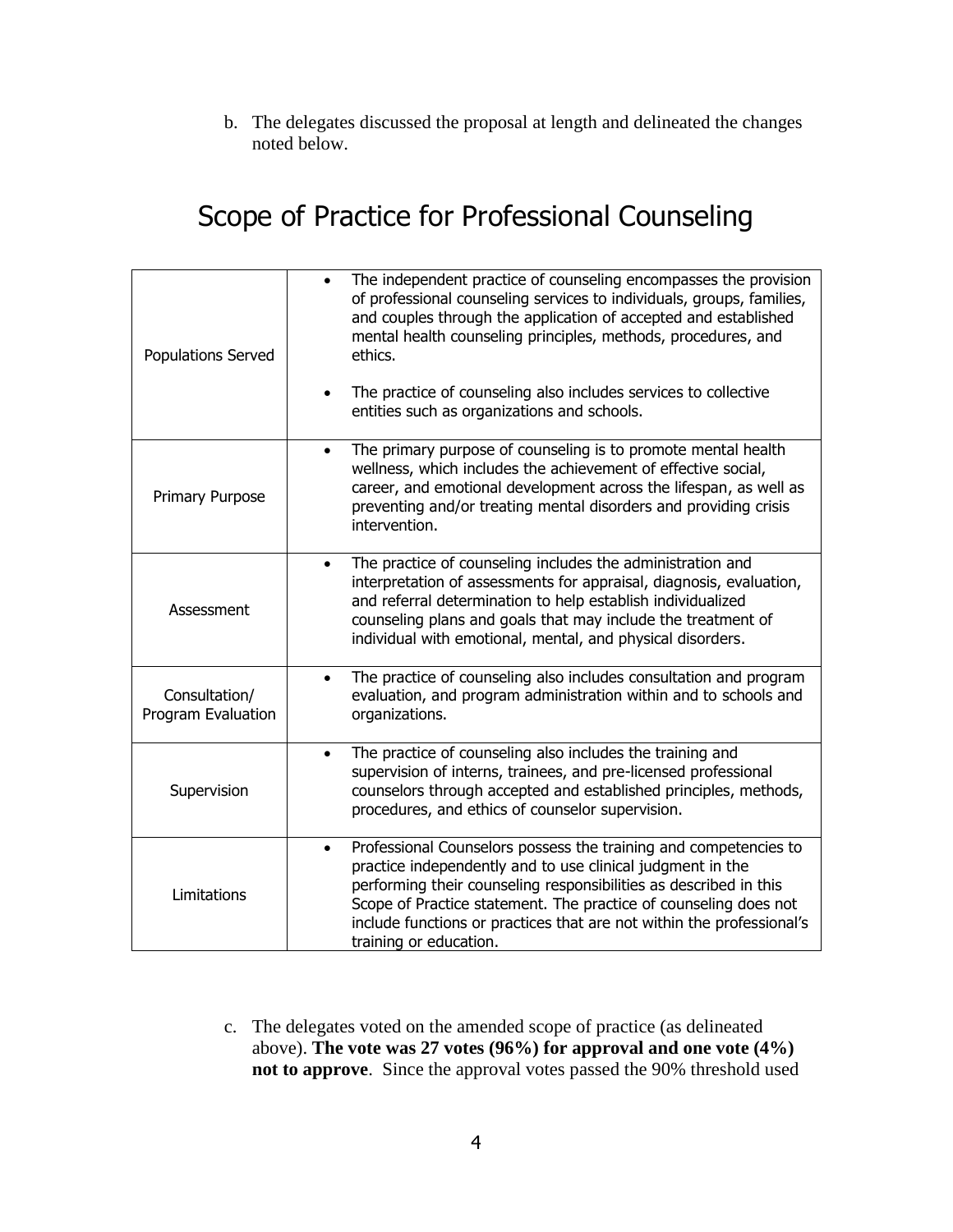b. The delegates discussed the proposal at length and delineated the changes noted below.

# Scope of Practice for Professional Counseling

| | |
|---|---|
| Populations Served | • The independent practice of counseling encompasses the provision of professional counseling services to individuals, groups, families, and couples through the application of accepted and established mental health counseling principles, methods, procedures, and ethics.<br><br>• The practice of counseling also includes services to collective entities such as organizations and schools. |
| Primary Purpose | • The primary purpose of counseling is to promote mental health wellness, which includes the achievement of effective social, career, and emotional development across the lifespan, as well as preventing and/or treating mental disorders and providing crisis intervention. |
| Assessment | • The practice of counseling includes the administration and interpretation of assessments for appraisal, diagnosis, evaluation, and referral determination to help establish individualized counseling plans and goals that may include the treatment of individual with emotional, mental, and physical disorders. |
| Consultation/ Program Evaluation | • The practice of counseling also includes consultation and program evaluation, and program administration within and to schools and organizations. |
| Supervision | • The practice of counseling also includes the training and supervision of interns, trainees, and pre-licensed professional counselors through accepted and established principles, methods, procedures, and ethics of counselor supervision. |
| Limitations | • Professional Counselors possess the training and competencies to practice independently and to use clinical judgment in the performing their counseling responsibilities as described in this Scope of Practice statement. The practice of counseling does not include functions or practices that are not within the professional's training or education. |

c. The delegates voted on the amended scope of practice (as delineated above). **The vote was 27 votes (96%) for approval and one vote (4%) not to approve**. Since the approval votes passed the 90% threshold used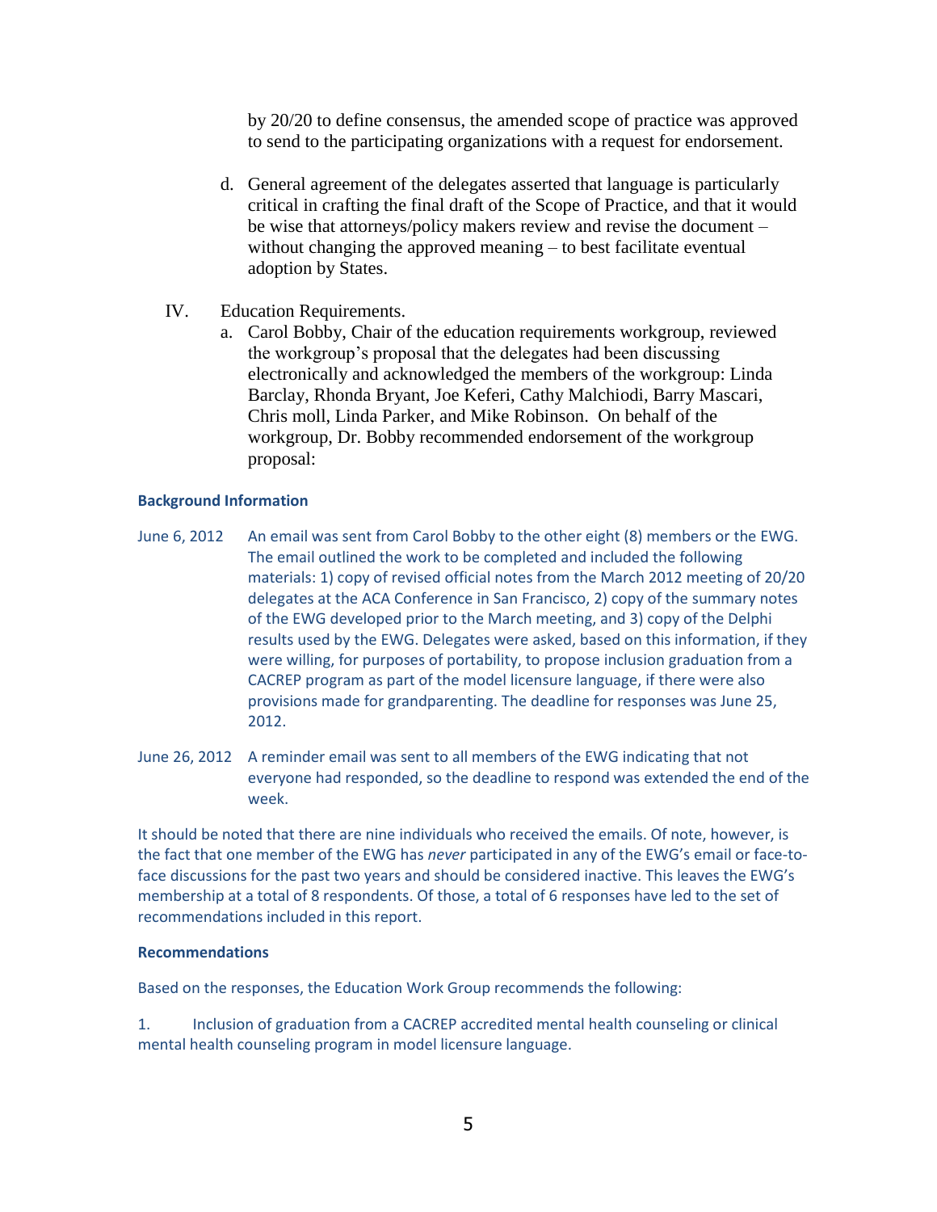by 20/20 to define consensus, the amended scope of practice was approved to send to the participating organizations with a request for endorsement.

d. General agreement of the delegates asserted that language is particularly critical in crafting the final draft of the Scope of Practice, and that it would be wise that attorneys/policy makers review and revise the document – without changing the approved meaning – to best facilitate eventual adoption by States.

IV. Education Requirements.

a. Carol Bobby, Chair of the education requirements workgroup, reviewed the workgroup's proposal that the delegates had been discussing electronically and acknowledged the members of the workgroup: Linda Barclay, Rhonda Bryant, Joe Keferi, Cathy Malchiodi, Barry Mascari, Chris moll, Linda Parker, and Mike Robinson. On behalf of the workgroup, Dr. Bobby recommended endorsement of the workgroup proposal:

**Background Information**

June 6, 2012 An email was sent from Carol Bobby to the other eight (8) members or the EWG. The email outlined the work to be completed and included the following materials: 1) copy of revised official notes from the March 2012 meeting of 20/20 delegates at the ACA Conference in San Francisco, 2) copy of the summary notes of the EWG developed prior to the March meeting, and 3) copy of the Delphi results used by the EWG. Delegates were asked, based on this information, if they were willing, for purposes of portability, to propose inclusion graduation from a CACREP program as part of the model licensure language, if there were also provisions made for grandparenting. The deadline for responses was June 25, 2012.

June 26, 2012 A reminder email was sent to all members of the EWG indicating that not everyone had responded, so the deadline to respond was extended the end of the week.

It should be noted that there are nine individuals who received the emails. Of note, however, is the fact that one member of the EWG has *never* participated in any of the EWG's email or face-to-face discussions for the past two years and should be considered inactive. This leaves the EWG's membership at a total of 8 respondents. Of those, a total of 6 responses have led to the set of recommendations included in this report.

**Recommendations**

Based on the responses, the Education Work Group recommends the following:

1. Inclusion of graduation from a CACREP accredited mental health counseling or clinical mental health counseling program in model licensure language.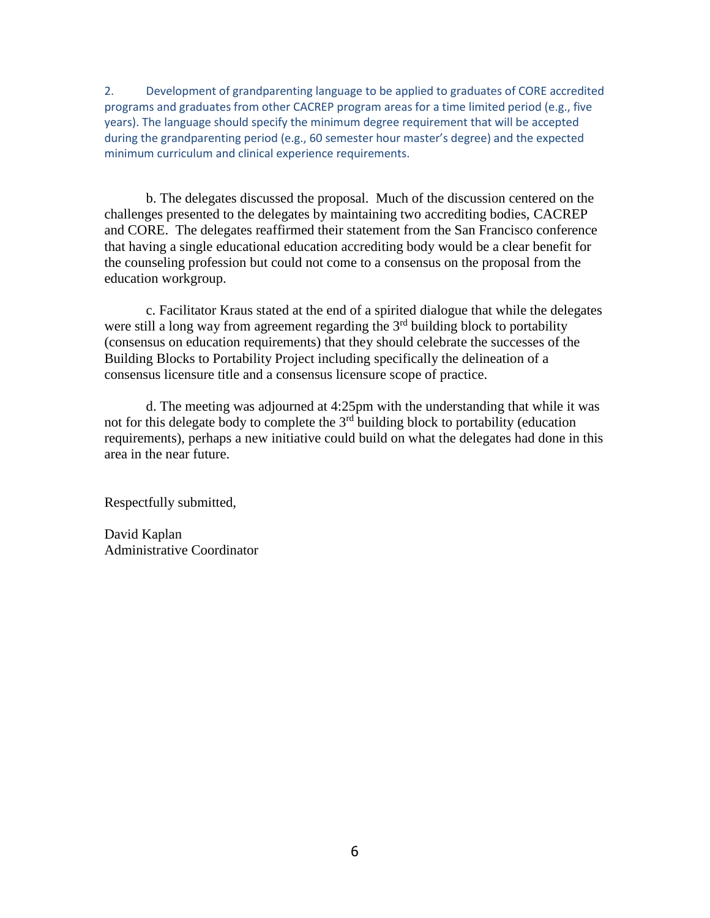2. Development of grandparenting language to be applied to graduates of CORE accredited programs and graduates from other CACREP program areas for a time limited period (e.g., five years). The language should specify the minimum degree requirement that will be accepted during the grandparenting period (e.g., 60 semester hour master's degree) and the expected minimum curriculum and clinical experience requirements.

b. The delegates discussed the proposal. Much of the discussion centered on the challenges presented to the delegates by maintaining two accrediting bodies, CACREP and CORE. The delegates reaffirmed their statement from the San Francisco conference that having a single educational education accrediting body would be a clear benefit for the counseling profession but could not come to a consensus on the proposal from the education workgroup.

c. Facilitator Kraus stated at the end of a spirited dialogue that while the delegates were still a long way from agreement regarding the 3rd building block to portability (consensus on education requirements) that they should celebrate the successes of the Building Blocks to Portability Project including specifically the delineation of a consensus licensure title and a consensus licensure scope of practice.

d. The meeting was adjourned at 4:25pm with the understanding that while it was not for this delegate body to complete the 3rd building block to portability (education requirements), perhaps a new initiative could build on what the delegates had done in this area in the near future.

Respectfully submitted,

David Kaplan
Administrative Coordinator